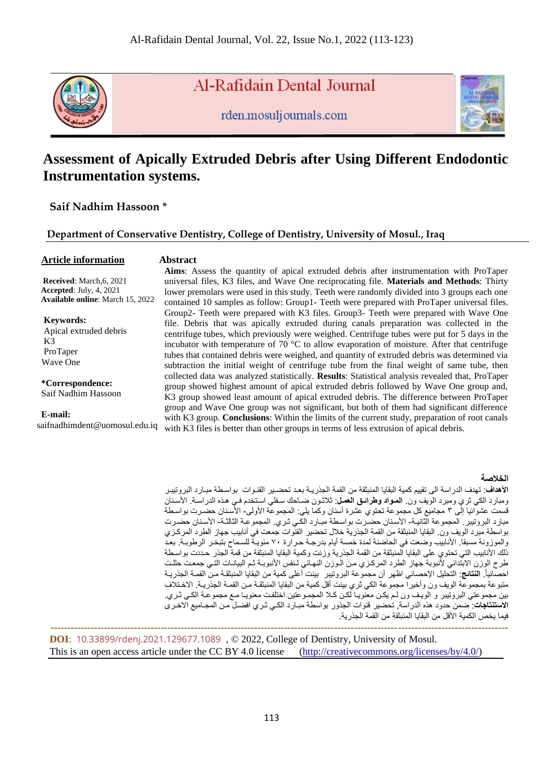Al-Rafidain Dental Journal

rden.mosuljournals.com

# Assessment of Apically Extruded Debris after Using Different Endodontic Instrumentation systems.

**Saif Nadhim Hassoon** *

**Department of Conservative Dentistry, College of Dentistry, University of Mosul., Iraq**

**Article information**

**Received**: March,6, 2021
**Accepted**: July, 4, 2021
**Available online**: March 15, 2022

**Keywords:**
Apical extruded debris
K3
ProTaper
Wave One

***Correspondence:**
Saif Nadhim Hassoon

**E-mail:**
saifnadhimdent@uomosul.edu.iq

## Abstract

**Aims**: Assess the quantity of apical extruded debris after instrumentation with ProTaper universal files, K3 files, and Wave One reciprocating file. **Materials and Methods**: Thirty lower premolars were used in this study. Teeth were randomly divided into 3 groups each one contained 10 samples as follow: Group1- Teeth were prepared with ProTaper universal files. Group2- Teeth were prepared with K3 files. Group3- Teeth were prepared with Wave One file. Debris that was apically extruded during canals preparation was collected in the centrifuge tubes, which previously were weighed. Centrifuge tubes were put for 5 days in the incubator with temperature of 70 °C to allow evaporation of moisture. After that centrifuge tubes that contained debris were weighed, and quantity of extruded debris was determined via subtraction the initial weight of centrifuge tube from the final weight of same tube, then collected data was analyzed statistically. **Results**: Statistical analysis revealed that, ProTaper group showed highest amount of apical extruded debris followed by Wave One group and, K3 group showed least amount of apical extruded debris. The difference between ProTaper group and Wave One group was not significant, but both of them had significant difference with K3 group. **Conclusions**: Within the limits of the current study, preparation of root canals with K3 files is better than other groups in terms of less extrusion of apical debris.

## الخلاصة

**الأهداف**: تهدف الدراسة الى تقييم كمية البقايا المنبثقة من القمة الجذرية بعد تحضير القنوات بواسطة مبارد البروتيبر ومبارد الكي ثري ومبرد الويف ون. **المواد وطرائق العمل**: ثلاثون ضاحك سفلي استخدم في هذه الدراسة. الأسنان قسمت عشوائيا إلى ٣ مجاميع كل مجموعة تحتوي عشرة أسنان وكما يلي: المجموعة الأولى- الأسنان حضرت بواسطة مبارد البروتيبر. المجموعة الثانية- الأسنان حضرت بواسطة مبارد الكي ثري. المجموعة الثالثة- الأسنان حضرت بواسطة مبرد الويف ون. البقايا المنبثقة من القمة الجذرية خلال تحضير القنوات جمعت في أنابيب جهاز الطرد المركزي والموزونة مسبقا. الأنابيب وضعت في الحاضنة لمدة خمسة أيام بدرجة حرارة ٧٠ مئوية للسماح بتبخر الرطوبة. بعد ذلك الأنابيب التي تحتوي على البقايا المنبثقة من القمة الجذرية وزنت وكمية البقايا المنبثقة من قمة الجذر حددت بواسطة طرح الوزن الابتدائي لأنبوبة جهاز الطرد المركزي من الوزن النهائي لنفس الأنبوبة ثم البيانات التي جمعت حللت احصائياً. **النتائج**: التحليل الإحصائي اظهر أن مجموعة البروتيبر بينت أعلى كمية من البقايا المنبثقة من القمة الجذرية متبوعة بمجموعة الويف ون وأخيرا مجموعة الكي ثري بينت أقل كمية من البقايا المنبثقة من القمة الجذرية. الاختلاف بين مجموعتي البروتيبر و الويف ون لم يكن معنويا لكن كلا المجموعتين اختلفت معنويا مع مجموعة الكي ثري. **الاستنتاجات**: ضمن حدود هذه الدراسة, تحضير قنوات الجذور بواسطة مبارد الكي ثري افضل من المجاميع الاخرى فيما يخص الكمية الأقل من البقايا المنبثقة من القمة الجذرية.

---

**DOI**: 10.33899/rdenj.2021.129677.1089 , © 2022, College of Dentistry, University of Mosul.
This is an open access article under the CC BY 4.0 license (http://creativecommons.org/licenses/by/4.0/)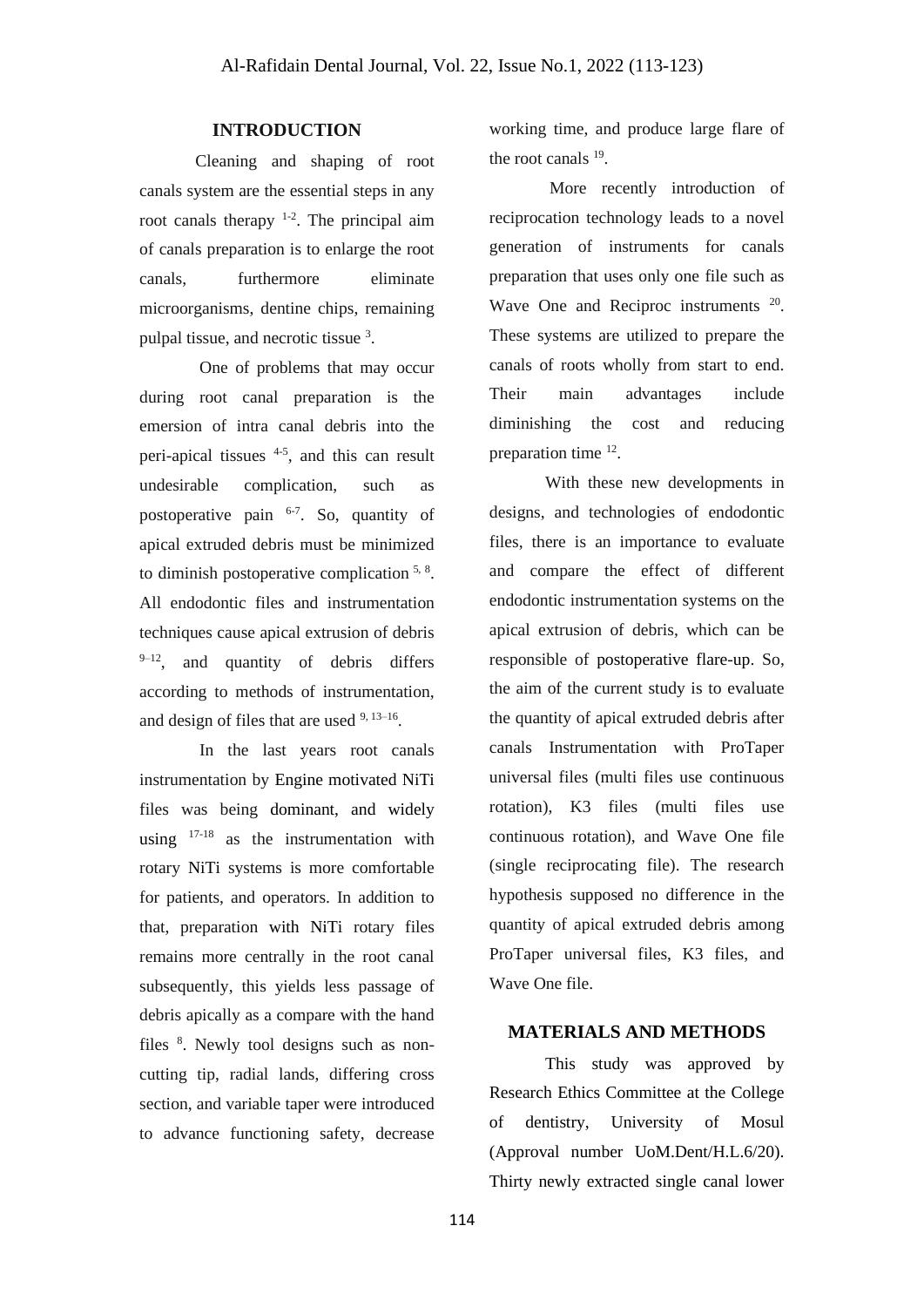## INTRODUCTION

Cleaning and shaping of root canals system are the essential steps in any root canals therapy [1-2]. The principal aim of canals preparation is to enlarge the root canals, furthermore eliminate microorganisms, dentine chips, remaining pulpal tissue, and necrotic tissue [3].

One of problems that may occur during root canal preparation is the emersion of intra canal debris into the peri-apical tissues [4-5], and this can result undesirable complication, such as postoperative pain [6-7]. So, quantity of apical extruded debris must be minimized to diminish postoperative complication [5, 8]. All endodontic files and instrumentation techniques cause apical extrusion of debris [9–12], and quantity of debris differs according to methods of instrumentation, and design of files that are used [9, 13–16].

In the last years root canals instrumentation by Engine motivated NiTi files was being dominant, and widely using [17-18] as the instrumentation with rotary NiTi systems is more comfortable for patients, and operators. In addition to that, preparation with NiTi rotary files remains more centrally in the root canal subsequently, this yields less passage of debris apically as a compare with the hand files [8]. Newly tool designs such as non-cutting tip, radial lands, differing cross section, and variable taper were introduced to advance functioning safety, decrease working time, and produce large flare of the root canals [19].

More recently introduction of reciprocation technology leads to a novel generation of instruments for canals preparation that uses only one file such as Wave One and Reciproc instruments [20]. These systems are utilized to prepare the canals of roots wholly from start to end. Their main advantages include diminishing the cost and reducing preparation time [12].

With these new developments in designs, and technologies of endodontic files, there is an importance to evaluate and compare the effect of different endodontic instrumentation systems on the apical extrusion of debris, which can be responsible of postoperative flare-up. So, the aim of the current study is to evaluate the quantity of apical extruded debris after canals Instrumentation with ProTaper universal files (multi files use continuous rotation), K3 files (multi files use continuous rotation), and Wave One file (single reciprocating file). The research hypothesis supposed no difference in the quantity of apical extruded debris among ProTaper universal files, K3 files, and Wave One file.

## MATERIALS AND METHODS

This study was approved by Research Ethics Committee at the College of dentistry, University of Mosul (Approval number UoM.Dent/H.L.6/20). Thirty newly extracted single canal lower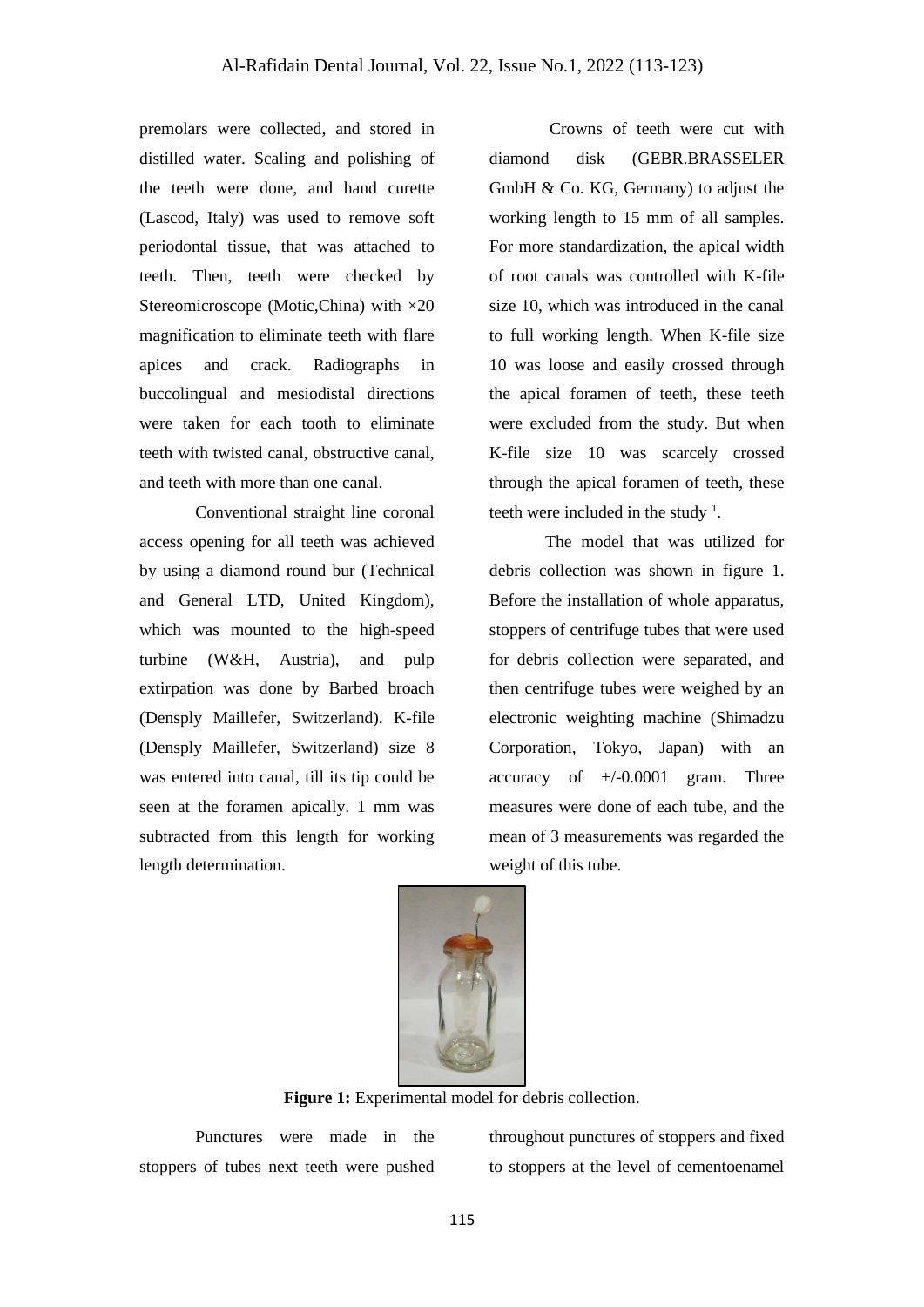premolars were collected, and stored in distilled water. Scaling and polishing of the teeth were done, and hand curette (Lascod, Italy) was used to remove soft periodontal tissue, that was attached to teeth. Then, teeth were checked by Stereomicroscope (Motic,China) with ×20 magnification to eliminate teeth with flare apices and crack. Radiographs in buccolingual and mesiodistal directions were taken for each tooth to eliminate teeth with twisted canal, obstructive canal, and teeth with more than one canal.

Conventional straight line coronal access opening for all teeth was achieved by using a diamond round bur (Technical and General LTD, United Kingdom), which was mounted to the high-speed turbine (W&H, Austria), and pulp extirpation was done by Barbed broach (Densply Maillefer, Switzerland). K-file (Densply Maillefer, Switzerland) size 8 was entered into canal, till its tip could be seen at the foramen apically. 1 mm was subtracted from this length for working length determination.

Crowns of teeth were cut with diamond disk (GEBR.BRASSELER GmbH & Co. KG, Germany) to adjust the working length to 15 mm of all samples. For more standardization, the apical width of root canals was controlled with K-file size 10, which was introduced in the canal to full working length. When K-file size 10 was loose and easily crossed through the apical foramen of teeth, these teeth were excluded from the study. But when K-file size 10 was scarcely crossed through the apical foramen of teeth, these teeth were included in the study [1].

The model that was utilized for debris collection was shown in figure 1. Before the installation of whole apparatus, stoppers of centrifuge tubes that were used for debris collection were separated, and then centrifuge tubes were weighed by an electronic weighting machine (Shimadzu Corporation, Tokyo, Japan) with an accuracy of +/-0.0001 gram. Three measures were done of each tube, and the mean of 3 measurements was regarded the weight of this tube.

**Figure 1:** Experimental model for debris collection.

Punctures were made in the stoppers of tubes next teeth were pushed throughout punctures of stoppers and fixed to stoppers at the level of cementoenamel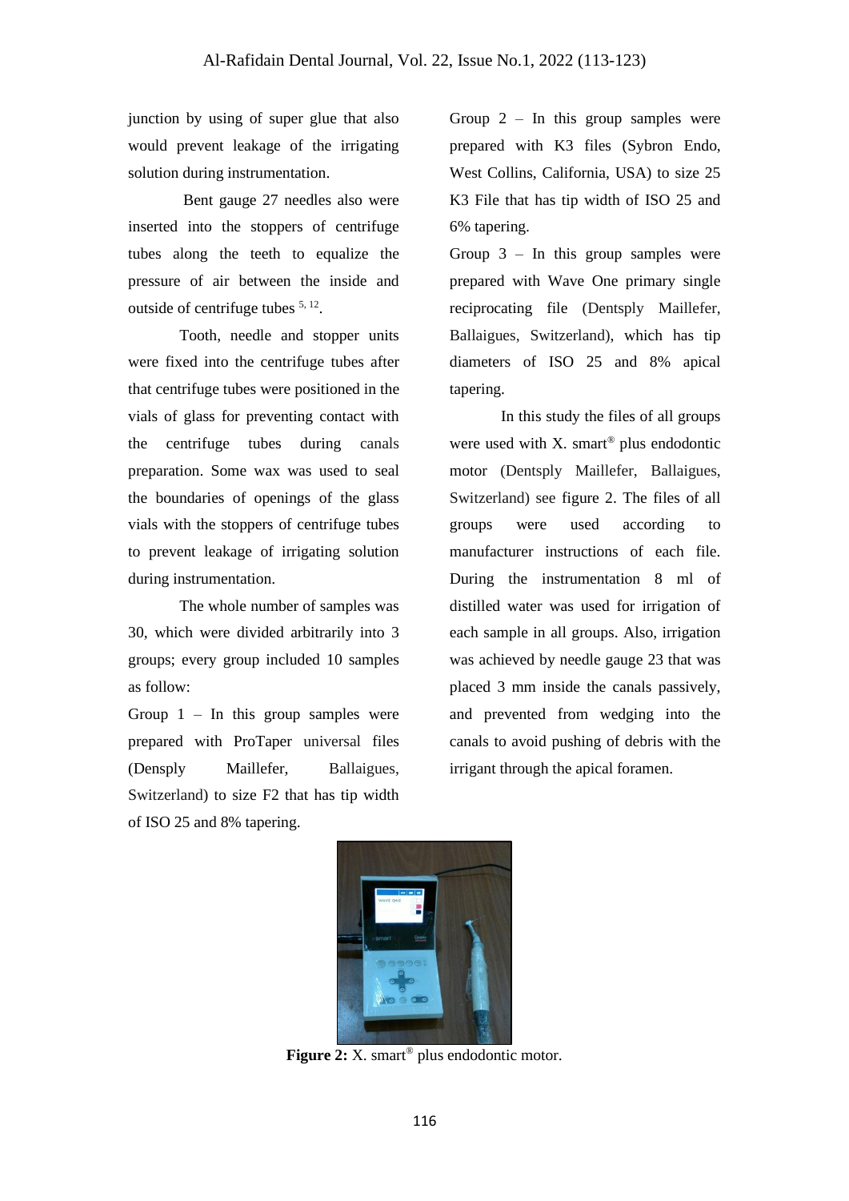junction by using of super glue that also would prevent leakage of the irrigating solution during instrumentation.

Bent gauge 27 needles also were inserted into the stoppers of centrifuge tubes along the teeth to equalize the pressure of air between the inside and outside of centrifuge tubes [5, 12].

Tooth, needle and stopper units were fixed into the centrifuge tubes after that centrifuge tubes were positioned in the vials of glass for preventing contact with the centrifuge tubes during canals preparation. Some wax was used to seal the boundaries of openings of the glass vials with the stoppers of centrifuge tubes to prevent leakage of irrigating solution during instrumentation.

The whole number of samples was 30, which were divided arbitrarily into 3 groups; every group included 10 samples as follow:

Group 1 – In this group samples were prepared with ProTaper universal files (Densply Maillefer, Ballaigues, Switzerland) to size F2 that has tip width of ISO 25 and 8% tapering.

Group 2 – In this group samples were prepared with K3 files (Sybron Endo, West Collins, California, USA) to size 25 K3 File that has tip width of ISO 25 and 6% tapering.

Group 3 – In this group samples were prepared with Wave One primary single reciprocating file (Dentsply Maillefer, Ballaigues, Switzerland), which has tip diameters of ISO 25 and 8% apical tapering.

In this study the files of all groups were used with X. smart® plus endodontic motor (Dentsply Maillefer, Ballaigues, Switzerland) see figure 2. The files of all groups were used according to manufacturer instructions of each file. During the instrumentation 8 ml of distilled water was used for irrigation of each sample in all groups. Also, irrigation was achieved by needle gauge 23 that was placed 3 mm inside the canals passively, and prevented from wedging into the canals to avoid pushing of debris with the irrigant through the apical foramen.

**Figure 2:** X. smart® plus endodontic motor.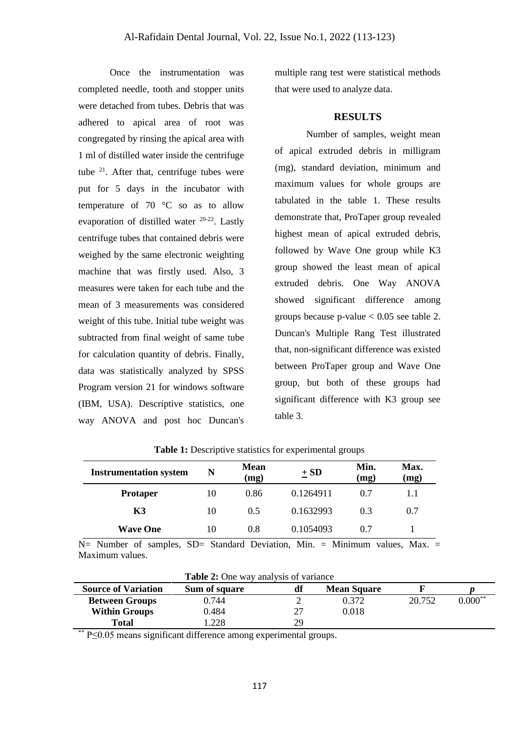Once the instrumentation was completed needle, tooth and stopper units were detached from tubes. Debris that was adhered to apical area of root was congregated by rinsing the apical area with 1 ml of distilled water inside the centrifuge tube [21]. After that, centrifuge tubes were put for 5 days in the incubator with temperature of 70 °C so as to allow evaporation of distilled water [20-22]. Lastly centrifuge tubes that contained debris were weighed by the same electronic weighting machine that was firstly used. Also, 3 measures were taken for each tube and the mean of 3 measurements was considered weight of this tube. Initial tube weight was subtracted from final weight of same tube for calculation quantity of debris. Finally, data was statistically analyzed by SPSS Program version 21 for windows software (IBM, USA). Descriptive statistics, one way ANOVA and post hoc Duncan's multiple rang test were statistical methods that were used to analyze data.

## RESULTS

Number of samples, weight mean of apical extruded debris in milligram (mg), standard deviation, minimum and maximum values for whole groups are tabulated in the table 1. These results demonstrate that, ProTaper group revealed highest mean of apical extruded debris, followed by Wave One group while K3 group showed the least mean of apical extruded debris. One Way ANOVA showed significant difference among groups because p-value < 0.05 see table 2. Duncan's Multiple Rang Test illustrated that, non-significant difference was existed between ProTaper group and Wave One group, but both of these groups had significant difference with K3 group see table 3.

**Table 1:** Descriptive statistics for experimental groups

| Instrumentation system | N | Mean (mg) | ± SD | Min. (mg) | Max. (mg) |
|---|---|---|---|---|---|
| **Protaper** | 10 | 0.86 | 0.1264911 | 0.7 | 1.1 |
| **K3** | 10 | 0.5 | 0.1632993 | 0.3 | 0.7 |
| **Wave One** | 10 | 0.8 | 0.1054093 | 0.7 | 1 |

N= Number of samples, SD= Standard Deviation, Min. = Minimum values, Max. = Maximum values.

**Table 2:** One way analysis of variance

| Source of Variation | Sum of square | df | Mean Square | F | *p* |
|---|---|---|---|---|---|
| **Between Groups** | 0.744 | 2 | 0.372 | 20.752 | 0.000** |
| **Within Groups** | 0.484 | 27 | 0.018 | | |
| **Total** | 1.228 | 29 | | | |

** $P \leq 0.05$ means significant difference among experimental groups.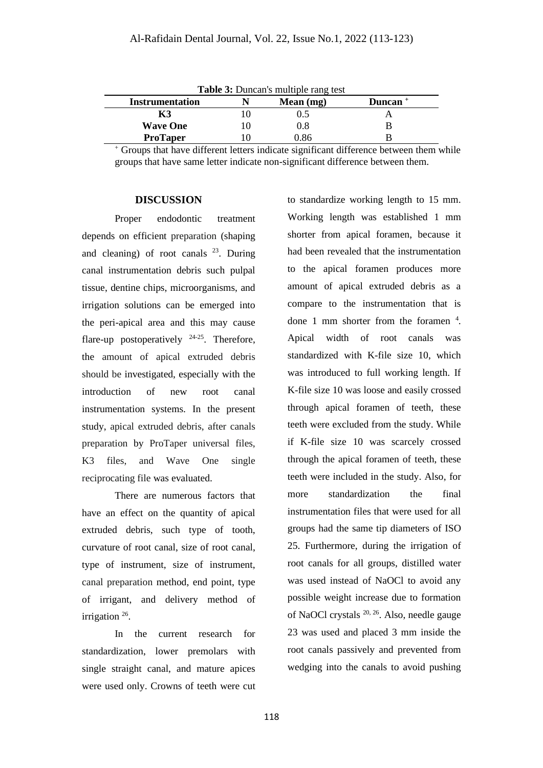**Table 3:** Duncan's multiple rang test

| Instrumentation | N | Mean (mg) | Duncan [+] |
|---|---|---|---|
| **K3** | 10 | 0.5 | A |
| **Wave One** | 10 | 0.8 | B |
| **ProTaper** | 10 | 0.86 | B |

[+] Groups that have different letters indicate significant difference between them while groups that have same letter indicate non-significant difference between them.

## DISCUSSION

Proper endodontic treatment depends on efficient preparation (shaping and cleaning) of root canals [23]. During canal instrumentation debris such pulpal tissue, dentine chips, microorganisms, and irrigation solutions can be emerged into the peri-apical area and this may cause flare-up postoperatively [24-25]. Therefore, the amount of apical extruded debris should be investigated, especially with the introduction of new root canal instrumentation systems. In the present study, apical extruded debris, after canals preparation by ProTaper universal files, K3 files, and Wave One single reciprocating file was evaluated.

There are numerous factors that have an effect on the quantity of apical extruded debris, such type of tooth, curvature of root canal, size of root canal, type of instrument, size of instrument, canal preparation method, end point, type of irrigant, and delivery method of irrigation [26].

In the current research for standardization, lower premolars with single straight canal, and mature apices were used only. Crowns of teeth were cut to standardize working length to 15 mm. Working length was established 1 mm shorter from apical foramen, because it had been revealed that the instrumentation to the apical foramen produces more amount of apical extruded debris as a compare to the instrumentation that is done 1 mm shorter from the foramen [4]. Apical width of root canals was standardized with K-file size 10, which was introduced to full working length. If K-file size 10 was loose and easily crossed through apical foramen of teeth, these teeth were excluded from the study. While if K-file size 10 was scarcely crossed through the apical foramen of teeth, these teeth were included in the study. Also, for more standardization the final instrumentation files that were used for all groups had the same tip diameters of ISO 25. Furthermore, during the irrigation of root canals for all groups, distilled water was used instead of NaOCl to avoid any possible weight increase due to formation of NaOCl crystals [20, 26]. Also, needle gauge 23 was used and placed 3 mm inside the root canals passively and prevented from wedging into the canals to avoid pushing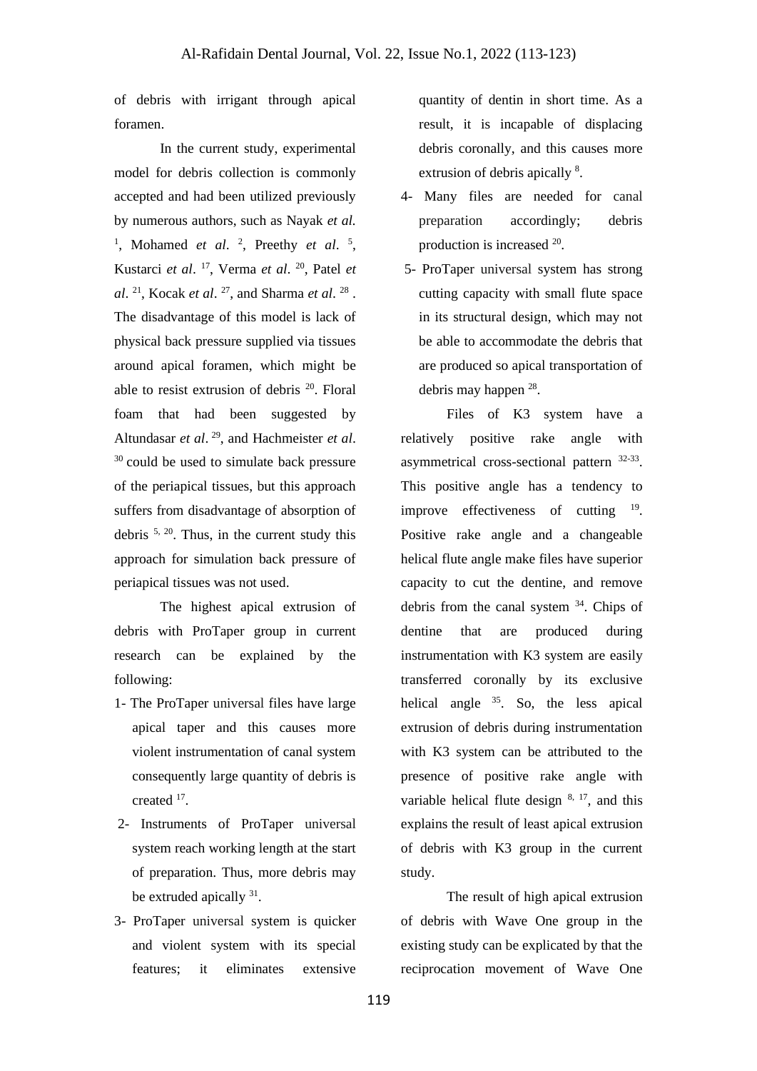of debris with irrigant through apical foramen.

In the current study, experimental model for debris collection is commonly accepted and had been utilized previously by numerous authors, such as Nayak *et al.* [1], Mohamed *et al.* [2], Preethy *et al.* [5], Kustarci *et al.* [17], Verma *et al.* [20], Patel *et al.* [21], Kocak *et al.* [27], and Sharma *et al.* [28]. The disadvantage of this model is lack of physical back pressure supplied via tissues around apical foramen, which might be able to resist extrusion of debris [20]. Floral foam that had been suggested by Altundasar *et al.* [29], and Hachmeister *et al.* [30] could be used to simulate back pressure of the periapical tissues, but this approach suffers from disadvantage of absorption of debris [5, 20]. Thus, in the current study this approach for simulation back pressure of periapical tissues was not used.

The highest apical extrusion of debris with ProTaper group in current research can be explained by the following:

1- The ProTaper universal files have large apical taper and this causes more violent instrumentation of canal system consequently large quantity of debris is created [17].

2- Instruments of ProTaper universal system reach working length at the start of preparation. Thus, more debris may be extruded apically [31].

3- ProTaper universal system is quicker and violent system with its special features; it eliminates extensive quantity of dentin in short time. As a result, it is incapable of displacing debris coronally, and this causes more extrusion of debris apically [8].

4- Many files are needed for canal preparation accordingly; debris production is increased [20].

5- ProTaper universal system has strong cutting capacity with small flute space in its structural design, which may not be able to accommodate the debris that are produced so apical transportation of debris may happen [28].

Files of K3 system have a relatively positive rake angle with asymmetrical cross-sectional pattern [32-33]. This positive angle has a tendency to improve effectiveness of cutting [19]. Positive rake angle and a changeable helical flute angle make files have superior capacity to cut the dentine, and remove debris from the canal system [34]. Chips of dentine that are produced during instrumentation with K3 system are easily transferred coronally by its exclusive helical angle [35]. So, the less apical extrusion of debris during instrumentation with K3 system can be attributed to the presence of positive rake angle with variable helical flute design [8, 17], and this explains the result of least apical extrusion of debris with K3 group in the current study.

The result of high apical extrusion of debris with Wave One group in the existing study can be explicated by that the reciprocation movement of Wave One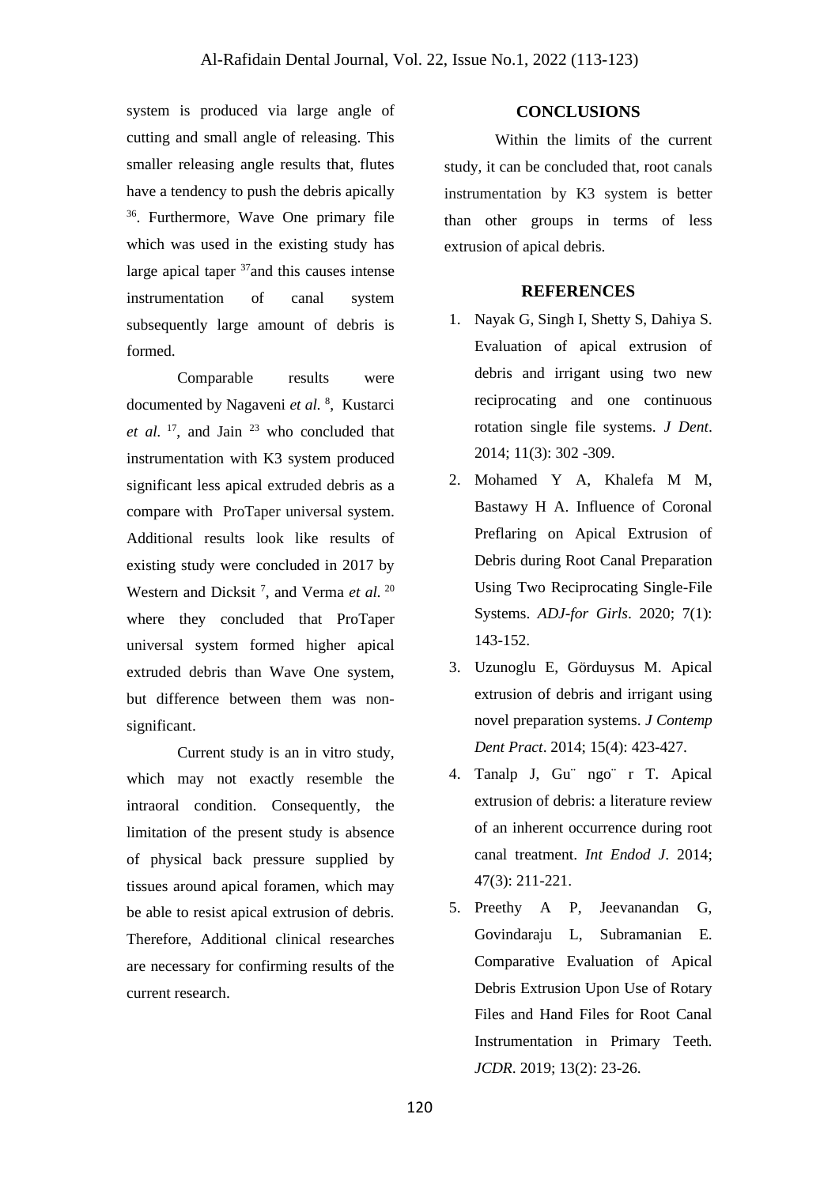system is produced via large angle of cutting and small angle of releasing. This smaller releasing angle results that, flutes have a tendency to push the debris apically [36]. Furthermore, Wave One primary file which was used in the existing study has large apical taper [37]and this causes intense instrumentation of canal system subsequently large amount of debris is formed.

Comparable results were documented by Nagaveni *et al.* [8], Kustarci *et al.* [17], and Jain [23] who concluded that instrumentation with K3 system produced significant less apical extruded debris as a compare with ProTaper universal system. Additional results look like results of existing study were concluded in 2017 by Western and Dicksit [7], and Verma *et al.* [20] where they concluded that ProTaper universal system formed higher apical extruded debris than Wave One system, but difference between them was non-significant.

Current study is an in vitro study, which may not exactly resemble the intraoral condition. Consequently, the limitation of the present study is absence of physical back pressure supplied by tissues around apical foramen, which may be able to resist apical extrusion of debris. Therefore, Additional clinical researches are necessary for confirming results of the current research.

## CONCLUSIONS

Within the limits of the current study, it can be concluded that, root canals instrumentation by K3 system is better than other groups in terms of less extrusion of apical debris.

## REFERENCES

1. Nayak G, Singh I, Shetty S, Dahiya S. Evaluation of apical extrusion of debris and irrigant using two new reciprocating and one continuous rotation single file systems. *J Dent*. 2014; 11(3): 302 -309.
2. Mohamed Y A, Khalefa M M, Bastawy H A. Influence of Coronal Preflaring on Apical Extrusion of Debris during Root Canal Preparation Using Two Reciprocating Single-File Systems. *ADJ-for Girls*. 2020; 7(1): 143-152.
3. Uzunoglu E, Görduysus M. Apical extrusion of debris and irrigant using novel preparation systems. *J Contemp Dent Pract*. 2014; 15(4): 423-427.
4. Tanalp J, Gu¨ ngo¨ r T. Apical extrusion of debris: a literature review of an inherent occurrence during root canal treatment. *Int Endod J*. 2014; 47(3): 211-221.
5. Preethy A P, Jeevanandan G, Govindaraju L, Subramanian E. Comparative Evaluation of Apical Debris Extrusion Upon Use of Rotary Files and Hand Files for Root Canal Instrumentation in Primary Teeth. *JCDR*. 2019; 13(2): 23-26.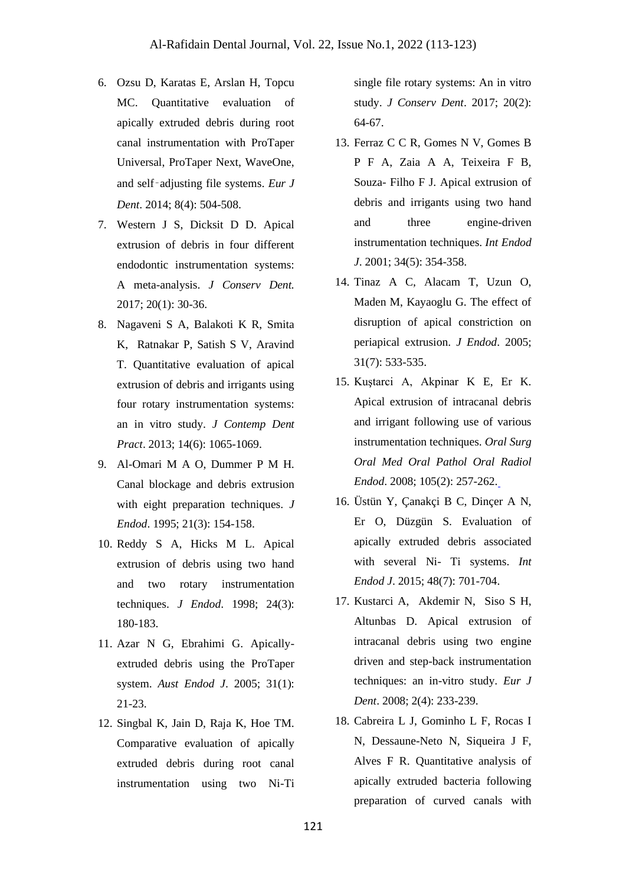6. Ozsu D, Karatas E, Arslan H, Topcu MC. Quantitative evaluation of apically extruded debris during root canal instrumentation with ProTaper Universal, ProTaper Next, WaveOne, and self‑adjusting file systems. *Eur J Dent*. 2014; 8(4): 504-508.
7. Western J S, Dicksit D D. Apical extrusion of debris in four different endodontic instrumentation systems: A meta-analysis. *J Conserv Dent.* 2017; 20(1): 30-36.
8. Nagaveni S A, Balakoti K R, Smita K, Ratnakar P, Satish S V, Aravind T. Quantitative evaluation of apical extrusion of debris and irrigants using four rotary instrumentation systems: an in vitro study. *J Contemp Dent Pract*. 2013; 14(6): 1065-1069.
9. Al-Omari M A O, Dummer P M H. Canal blockage and debris extrusion with eight preparation techniques. *J Endod*. 1995; 21(3): 154-158.
10. Reddy S A, Hicks M L. Apical extrusion of debris using two hand and two rotary instrumentation techniques. *J Endod*. 1998; 24(3): 180-183.
11. Azar N G, Ebrahimi G. Apically-extruded debris using the ProTaper system. *Aust Endod J*. 2005; 31(1): 21-23.
12. Singbal K, Jain D, Raja K, Hoe TM. Comparative evaluation of apically extruded debris during root canal instrumentation using two Ni-Ti single file rotary systems: An in vitro study. *J Conserv Dent*. 2017; 20(2): 64-67.
13. Ferraz C C R, Gomes N V, Gomes B P F A, Zaia A A, Teixeira F B, Souza- Filho F J. Apical extrusion of debris and irrigants using two hand and three engine-driven instrumentation techniques. *Int Endod J*. 2001; 34(5): 354-358.
14. Tinaz A C, Alacam T, Uzun O, Maden M, Kayaoglu G. The effect of disruption of apical constriction on periapical extrusion. *J Endod*. 2005; 31(7): 533-535.
15. Kuştarci A, Akpinar K E, Er K. Apical extrusion of intracanal debris and irrigant following use of various instrumentation techniques. *Oral Surg Oral Med Oral Pathol Oral Radiol Endod*. 2008; 105(2): 257-262.
16. Üstün Y, Çanakçi B C, Dinçer A N, Er O, Düzgün S. Evaluation of apically extruded debris associated with several Ni- Ti systems. *Int Endod J*. 2015; 48(7): 701-704.
17. Kustarci A, Akdemir N, Siso S H, Altunbas D. Apical extrusion of intracanal debris using two engine driven and step-back instrumentation techniques: an in-vitro study. *Eur J Dent*. 2008; 2(4): 233-239.
18. Cabreira L J, Gominho L F, Rocas I N, Dessaune-Neto N, Siqueira J F, Alves F R. Quantitative analysis of apically extruded bacteria following preparation of curved canals with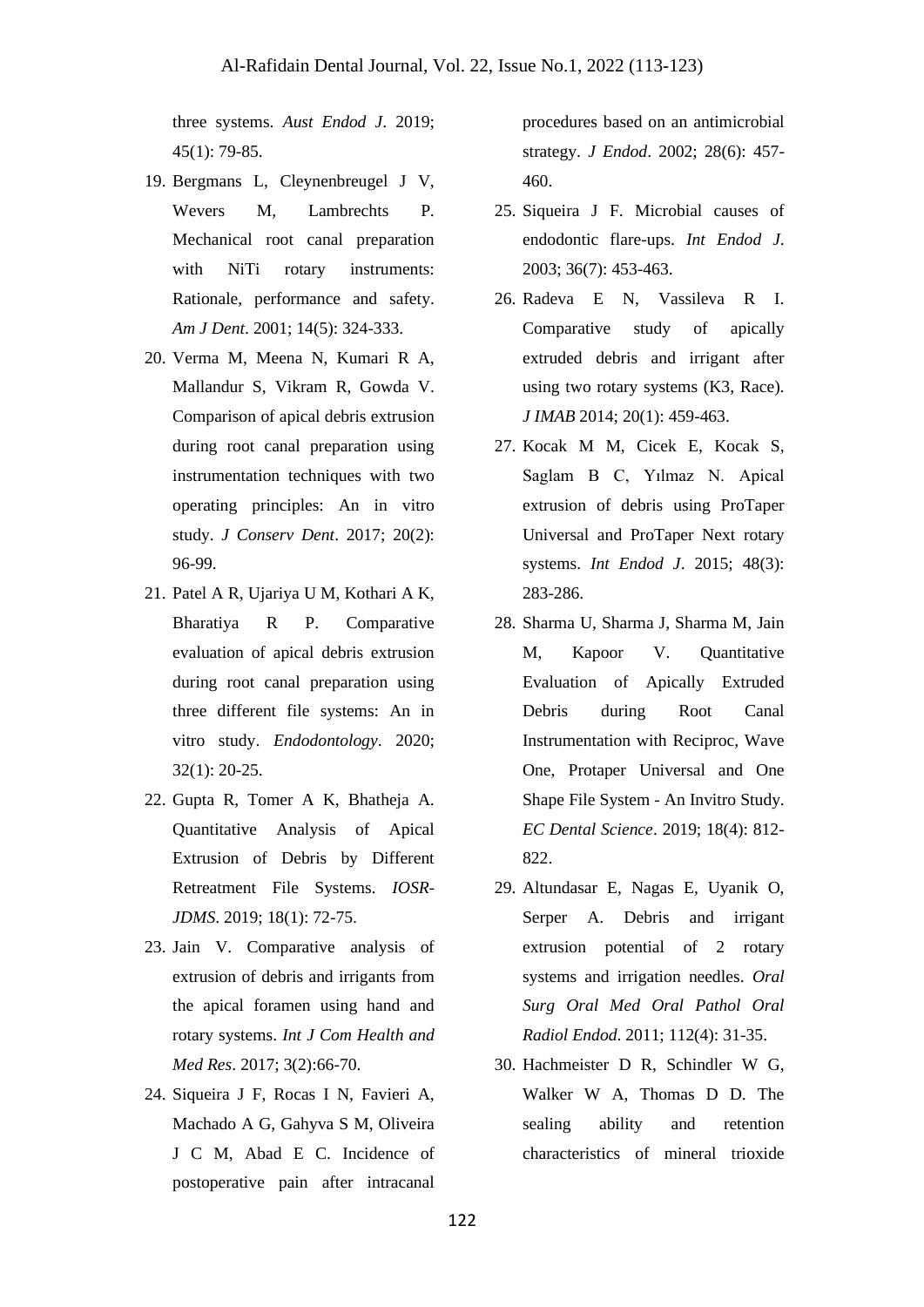three systems. *Aust Endod J*. 2019; 45(1): 79-85.

19. Bergmans L, Cleynenbreugel J V, Wevers M, Lambrechts P. Mechanical root canal preparation with NiTi rotary instruments: Rationale, performance and safety. *Am J Dent*. 2001; 14(5): 324-333.
20. Verma M, Meena N, Kumari R A, Mallandur S, Vikram R, Gowda V. Comparison of apical debris extrusion during root canal preparation using instrumentation techniques with two operating principles: An in vitro study. *J Conserv Dent*. 2017; 20(2): 96-99.
21. Patel A R, Ujariya U M, Kothari A K, Bharatiya R P. Comparative evaluation of apical debris extrusion during root canal preparation using three different file systems: An in vitro study. *Endodontology*. 2020; 32(1): 20-25.
22. Gupta R, Tomer A K, Bhatheja A. Quantitative Analysis of Apical Extrusion of Debris by Different Retreatment File Systems. *IOSR-JDMS*. 2019; 18(1): 72-75.
23. Jain V. Comparative analysis of extrusion of debris and irrigants from the apical foramen using hand and rotary systems. *Int J Com Health and Med Res*. 2017; 3(2):66-70.
24. Siqueira J F, Rocas I N, Favieri A, Machado A G, Gahyva S M, Oliveira J C M, Abad E C. Incidence of postoperative pain after intracanal procedures based on an antimicrobial strategy. *J Endod*. 2002; 28(6): 457-460.
25. Siqueira J F. Microbial causes of endodontic flare-ups. *Int Endod J*. 2003; 36(7): 453-463.
26. Radeva E N, Vassileva R I. Comparative study of apically extruded debris and irrigant after using two rotary systems (K3, Race). *J IMAB* 2014; 20(1): 459-463.
27. Kocak M M, Cicek E, Kocak S, Saglam B C, Yılmaz N. Apical extrusion of debris using ProTaper Universal and ProTaper Next rotary systems. *Int Endod J*. 2015; 48(3): 283-286.
28. Sharma U, Sharma J, Sharma M, Jain M, Kapoor V. Quantitative Evaluation of Apically Extruded Debris during Root Canal Instrumentation with Reciproc, Wave One, Protaper Universal and One Shape File System - An Invitro Study. *EC Dental Science*. 2019; 18(4): 812-822.
29. Altundasar E, Nagas E, Uyanik O, Serper A. Debris and irrigant extrusion potential of 2 rotary systems and irrigation needles. *Oral Surg Oral Med Oral Pathol Oral Radiol Endod*. 2011; 112(4): 31-35.
30. Hachmeister D R, Schindler W G, Walker W A, Thomas D D. The sealing ability and retention characteristics of mineral trioxide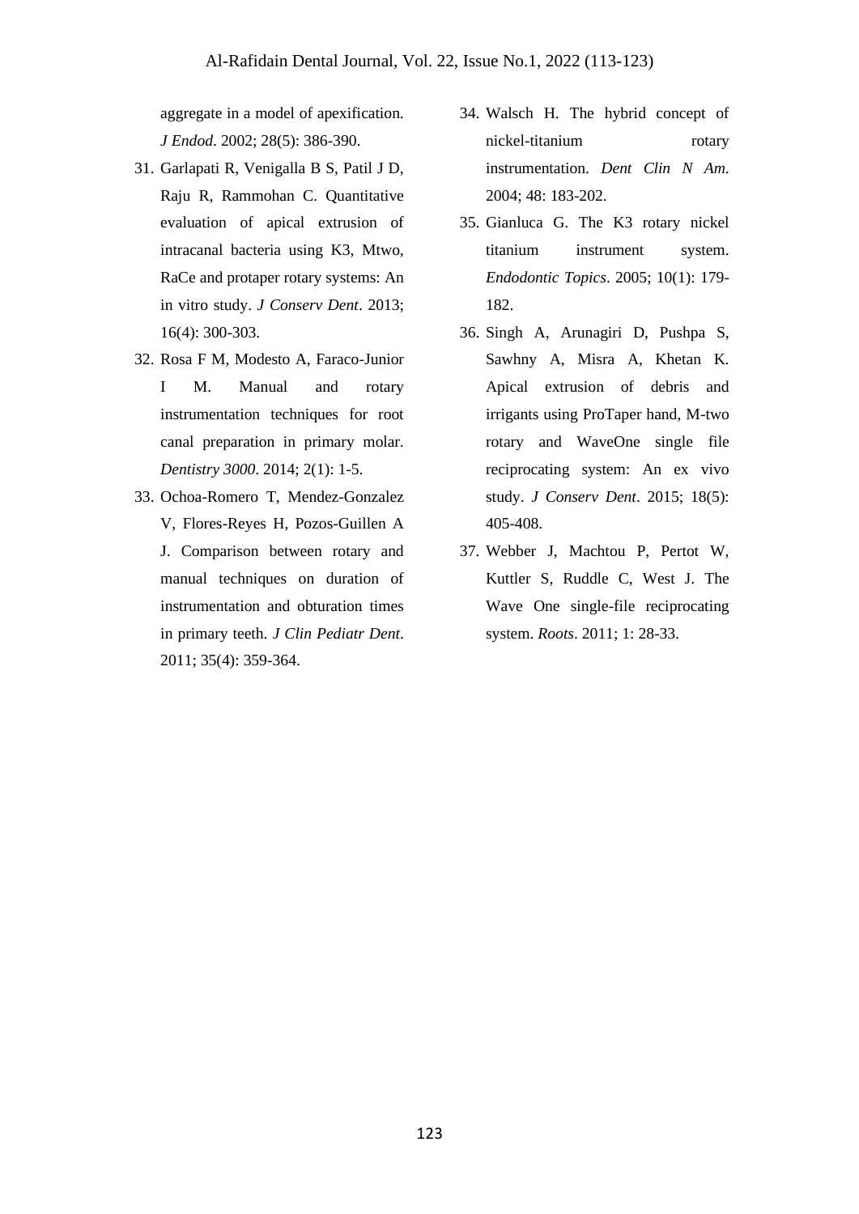aggregate in a model of apexification. *J Endod*. 2002; 28(5): 386-390.

31. Garlapati R, Venigalla B S, Patil J D, Raju R, Rammohan C. Quantitative evaluation of apical extrusion of intracanal bacteria using K3, Mtwo, RaCe and protaper rotary systems: An in vitro study. *J Conserv Dent*. 2013; 16(4): 300-303.
32. Rosa F M, Modesto A, Faraco-Junior I M. Manual and rotary instrumentation techniques for root canal preparation in primary molar. *Dentistry 3000*. 2014; 2(1): 1-5.
33. Ochoa-Romero T, Mendez-Gonzalez V, Flores-Reyes H, Pozos-Guillen A J. Comparison between rotary and manual techniques on duration of instrumentation and obturation times in primary teeth. *J Clin Pediatr Dent*. 2011; 35(4): 359-364.
34. Walsch H. The hybrid concept of nickel-titanium rotary instrumentation. *Dent Clin N Am*. 2004; 48: 183-202.
35. Gianluca G. The K3 rotary nickel titanium instrument system. *Endodontic Topics*. 2005; 10(1): 179-182.
36. Singh A, Arunagiri D, Pushpa S, Sawhny A, Misra A, Khetan K. Apical extrusion of debris and irrigants using ProTaper hand, M-two rotary and WaveOne single file reciprocating system: An ex vivo study. *J Conserv Dent*. 2015; 18(5): 405-408.
37. Webber J, Machtou P, Pertot W, Kuttler S, Ruddle C, West J. The Wave One single-file reciprocating system. *Roots*. 2011; 1: 28-33.